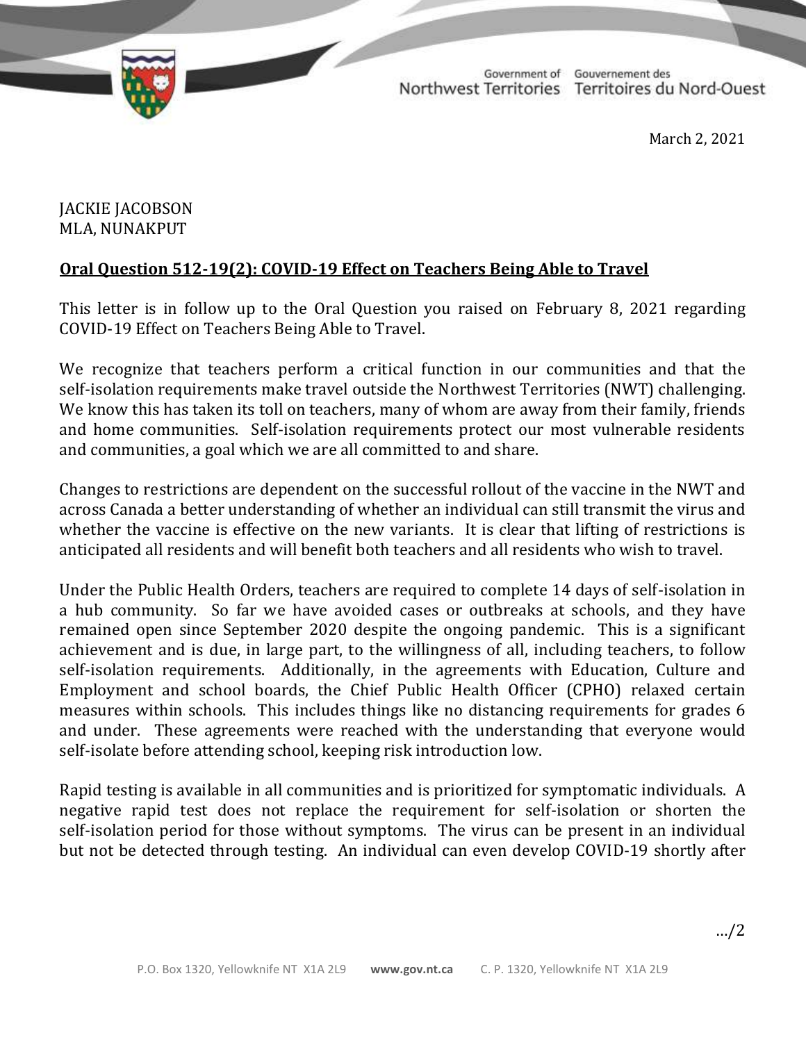Government of Northwest Territories | Gouvernement des Territoires du Nord-Ouest

March 2, 2021

JACKIE JACOBSON
MLA, NUNAKPUT

**Oral Question 512-19(2): COVID-19 Effect on Teachers Being Able to Travel**

This letter is in follow up to the Oral Question you raised on February 8, 2021 regarding COVID-19 Effect on Teachers Being Able to Travel.

We recognize that teachers perform a critical function in our communities and that the self-isolation requirements make travel outside the Northwest Territories (NWT) challenging. We know this has taken its toll on teachers, many of whom are away from their family, friends and home communities. Self-isolation requirements protect our most vulnerable residents and communities, a goal which we are all committed to and share.

Changes to restrictions are dependent on the successful rollout of the vaccine in the NWT and across Canada a better understanding of whether an individual can still transmit the virus and whether the vaccine is effective on the new variants. It is clear that lifting of restrictions is anticipated all residents and will benefit both teachers and all residents who wish to travel.

Under the Public Health Orders, teachers are required to complete 14 days of self-isolation in a hub community. So far we have avoided cases or outbreaks at schools, and they have remained open since September 2020 despite the ongoing pandemic. This is a significant achievement and is due, in large part, to the willingness of all, including teachers, to follow self-isolation requirements. Additionally, in the agreements with Education, Culture and Employment and school boards, the Chief Public Health Officer (CPHO) relaxed certain measures within schools. This includes things like no distancing requirements for grades 6 and under. These agreements were reached with the understanding that everyone would self-isolate before attending school, keeping risk introduction low.

Rapid testing is available in all communities and is prioritized for symptomatic individuals. A negative rapid test does not replace the requirement for self-isolation or shorten the self-isolation period for those without symptoms. The virus can be present in an individual but not be detected through testing. An individual can even develop COVID-19 shortly after

…/2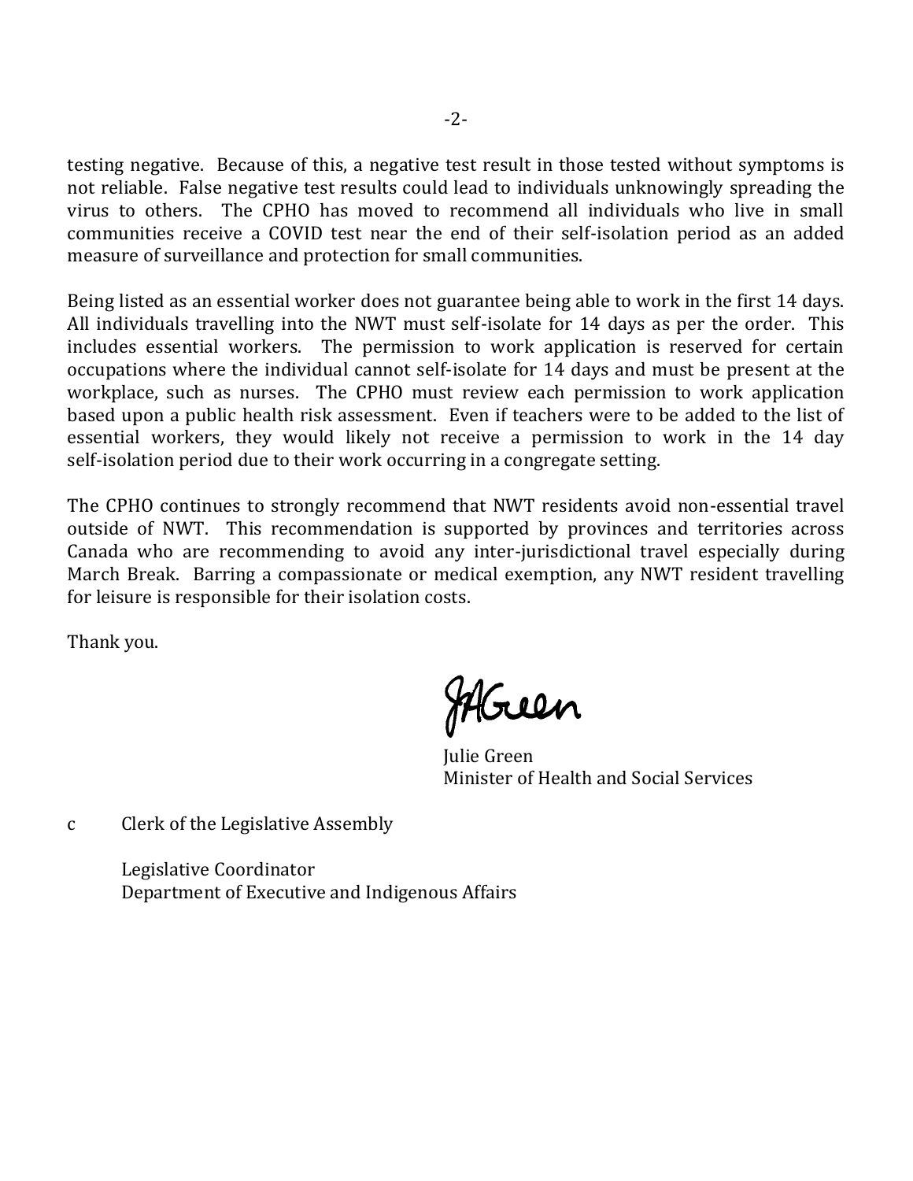testing negative. Because of this, a negative test result in those tested without symptoms is not reliable. False negative test results could lead to individuals unknowingly spreading the virus to others. The CPHO has moved to recommend all individuals who live in small communities receive a COVID test near the end of their self-isolation period as an added measure of surveillance and protection for small communities.

Being listed as an essential worker does not guarantee being able to work in the first 14 days. All individuals travelling into the NWT must self-isolate for 14 days as per the order. This includes essential workers. The permission to work application is reserved for certain occupations where the individual cannot self-isolate for 14 days and must be present at the workplace, such as nurses. The CPHO must review each permission to work application based upon a public health risk assessment. Even if teachers were to be added to the list of essential workers, they would likely not receive a permission to work in the 14 day self-isolation period due to their work occurring in a congregate setting.

The CPHO continues to strongly recommend that NWT residents avoid non-essential travel outside of NWT. This recommendation is supported by provinces and territories across Canada who are recommending to avoid any inter-jurisdictional travel especially during March Break. Barring a compassionate or medical exemption, any NWT resident travelling for leisure is responsible for their isolation costs.

Thank you.

JAGreen

Julie Green
Minister of Health and Social Services

c Clerk of the Legislative Assembly

Legislative Coordinator
Department of Executive and Indigenous Affairs